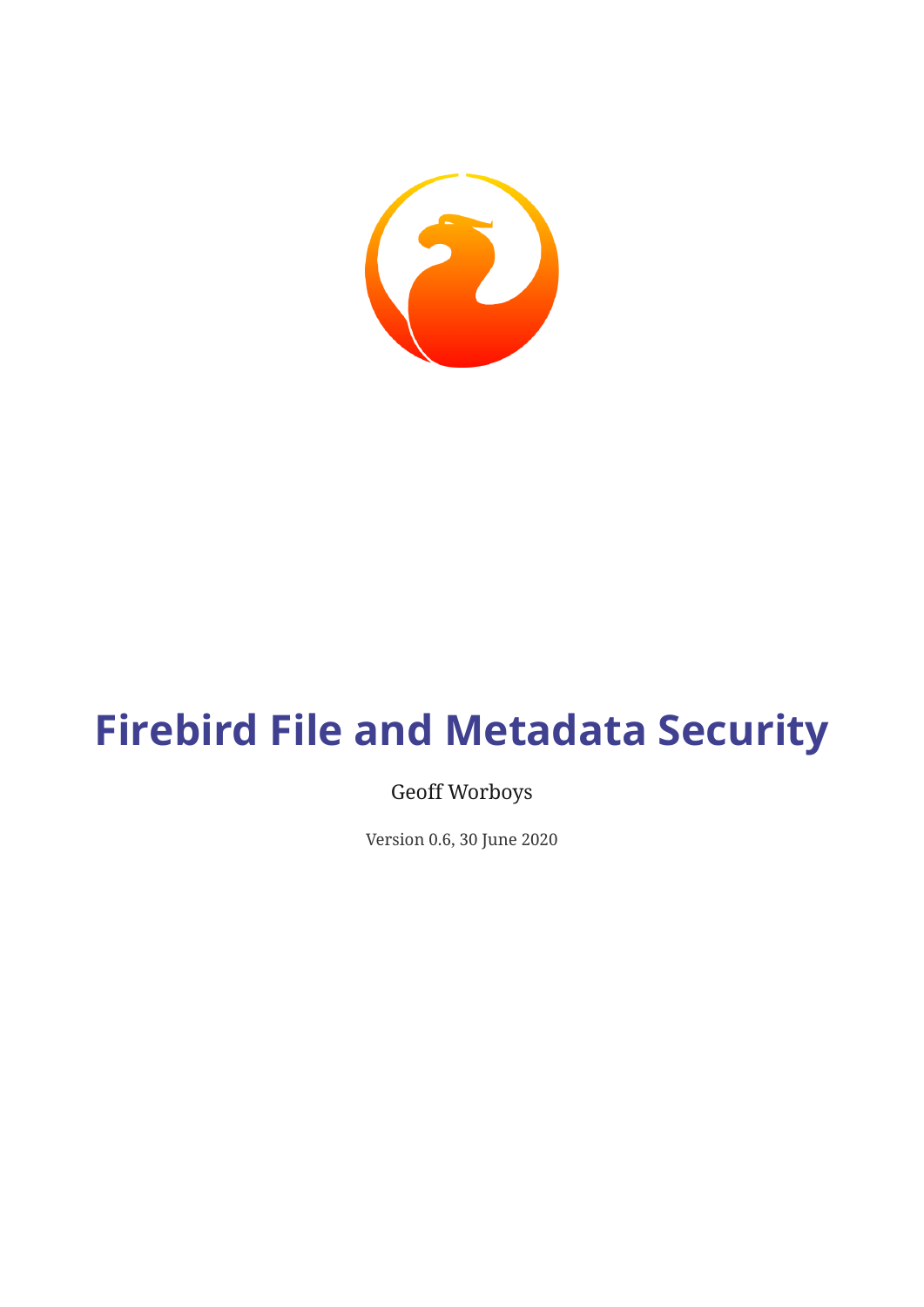# Firebird File and Metadata Security

Geoff Worboys

Version 0.6, 30 June 2020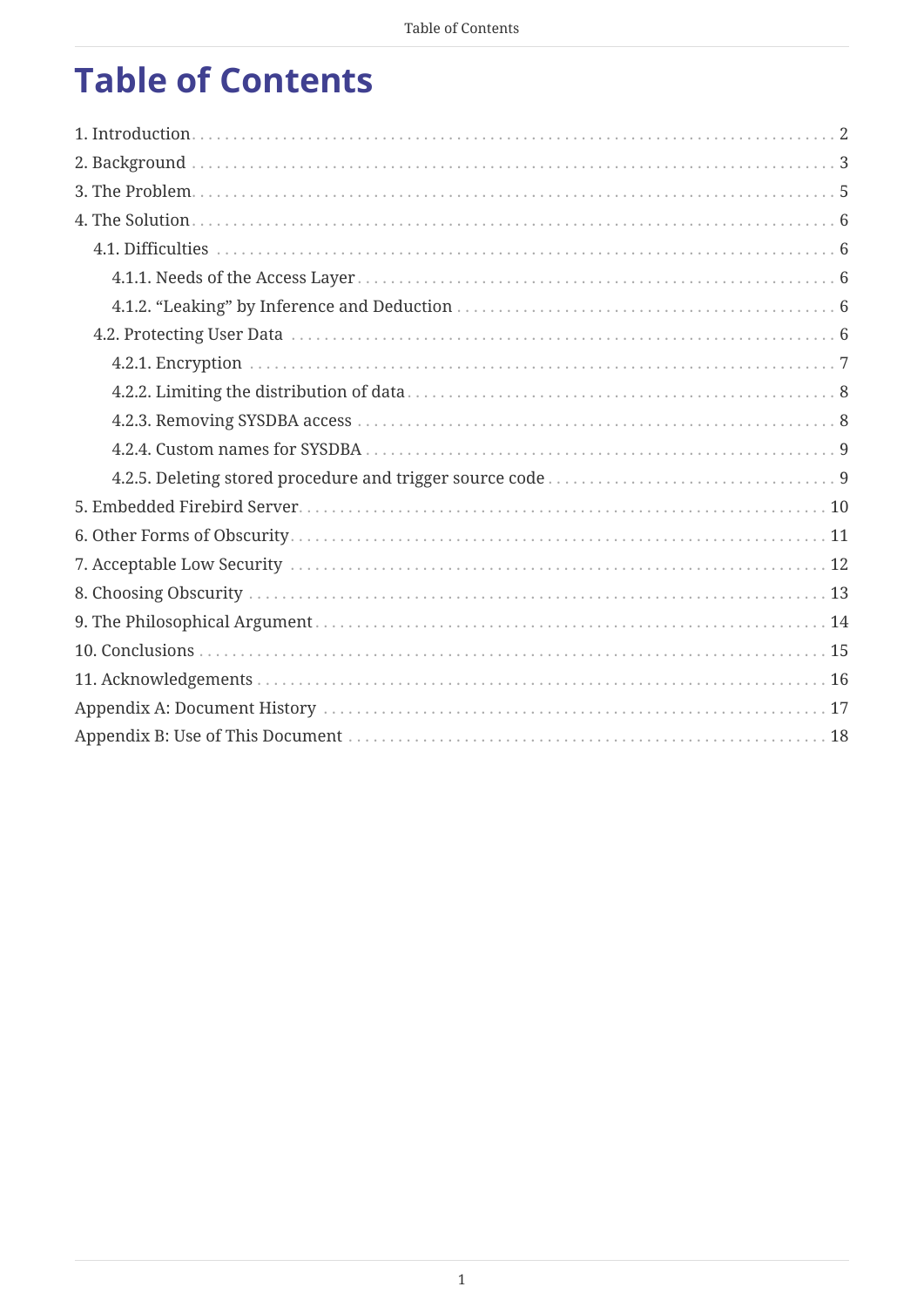# Table of Contents

1. Introduction ... 2
2. Background ... 3
3. The Problem ... 5
4. The Solution ... 6
   - 4.1. Difficulties ... 6
     - 4.1.1. Needs of the Access Layer ... 6
     - 4.1.2. “Leaking” by Inference and Deduction ... 6
   - 4.2. Protecting User Data ... 6
     - 4.2.1. Encryption ... 7
     - 4.2.2. Limiting the distribution of data ... 8
     - 4.2.3. Removing SYSDBA access ... 8
     - 4.2.4. Custom names for SYSDBA ... 9
     - 4.2.5. Deleting stored procedure and trigger source code ... 9
5. Embedded Firebird Server ... 10
6. Other Forms of Obscurity ... 11
7. Acceptable Low Security ... 12
8. Choosing Obscurity ... 13
9. The Philosophical Argument ... 14
10. Conclusions ... 15
11. Acknowledgements ... 16

Appendix A: Document History ... 17

Appendix B: Use of This Document ... 18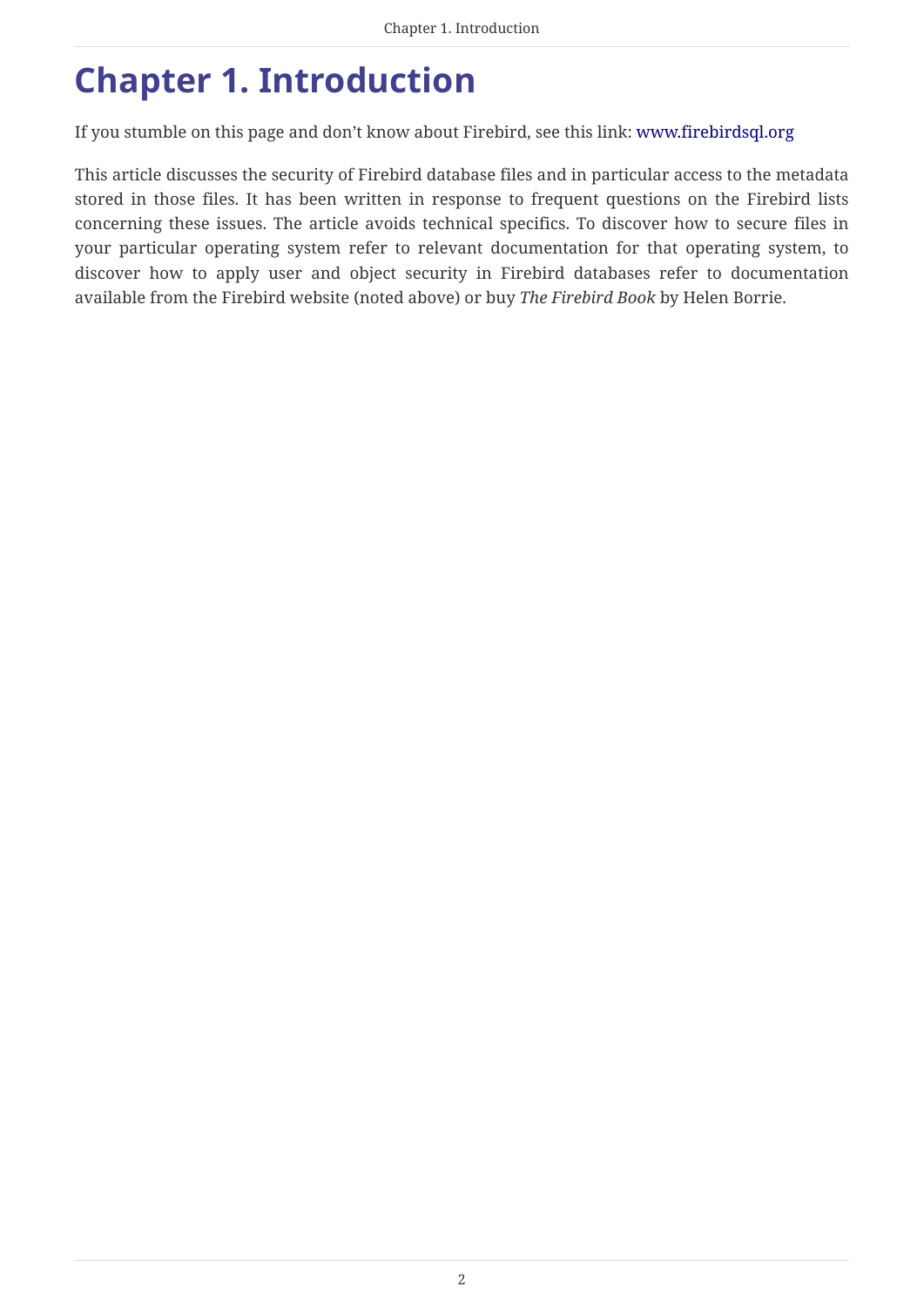# Chapter 1. Introduction

If you stumble on this page and don't know about Firebird, see this link: www.firebirdsql.org

This article discusses the security of Firebird database files and in particular access to the metadata stored in those files. It has been written in response to frequent questions on the Firebird lists concerning these issues. The article avoids technical specifics. To discover how to secure files in your particular operating system refer to relevant documentation for that operating system, to discover how to apply user and object security in Firebird databases refer to documentation available from the Firebird website (noted above) or buy *The Firebird Book* by Helen Borrie.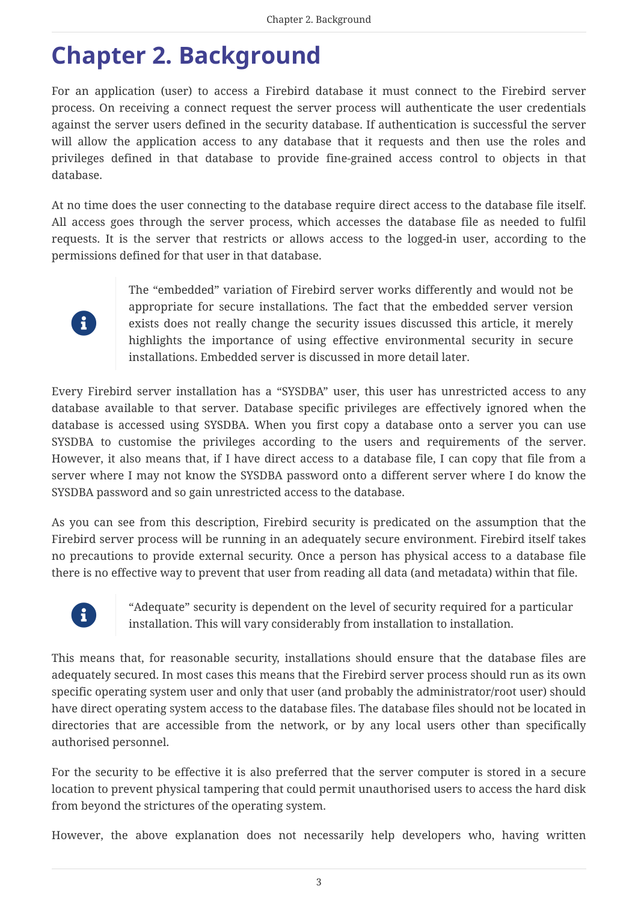# Chapter 2. Background

For an application (user) to access a Firebird database it must connect to the Firebird server process. On receiving a connect request the server process will authenticate the user credentials against the server users defined in the security database. If authentication is successful the server will allow the application access to any database that it requests and then use the roles and privileges defined in that database to provide fine-grained access control to objects in that database.

At no time does the user connecting to the database require direct access to the database file itself. All access goes through the server process, which accesses the database file as needed to fulfil requests. It is the server that restricts or allows access to the logged-in user, according to the permissions defined for that user in that database.

> The "embedded" variation of Firebird server works differently and would not be appropriate for secure installations. The fact that the embedded server version exists does not really change the security issues discussed this article, it merely highlights the importance of using effective environmental security in secure installations. Embedded server is discussed in more detail later.

Every Firebird server installation has a "SYSDBA" user, this user has unrestricted access to any database available to that server. Database specific privileges are effectively ignored when the database is accessed using SYSDBA. When you first copy a database onto a server you can use SYSDBA to customise the privileges according to the users and requirements of the server. However, it also means that, if I have direct access to a database file, I can copy that file from a server where I may not know the SYSDBA password onto a different server where I do know the SYSDBA password and so gain unrestricted access to the database.

As you can see from this description, Firebird security is predicated on the assumption that the Firebird server process will be running in an adequately secure environment. Firebird itself takes no precautions to provide external security. Once a person has physical access to a database file there is no effective way to prevent that user from reading all data (and metadata) within that file.

> "Adequate" security is dependent on the level of security required for a particular installation. This will vary considerably from installation to installation.

This means that, for reasonable security, installations should ensure that the database files are adequately secured. In most cases this means that the Firebird server process should run as its own specific operating system user and only that user (and probably the administrator/root user) should have direct operating system access to the database files. The database files should not be located in directories that are accessible from the network, or by any local users other than specifically authorised personnel.

For the security to be effective it is also preferred that the server computer is stored in a secure location to prevent physical tampering that could permit unauthorised users to access the hard disk from beyond the strictures of the operating system.

However, the above explanation does not necessarily help developers who, having written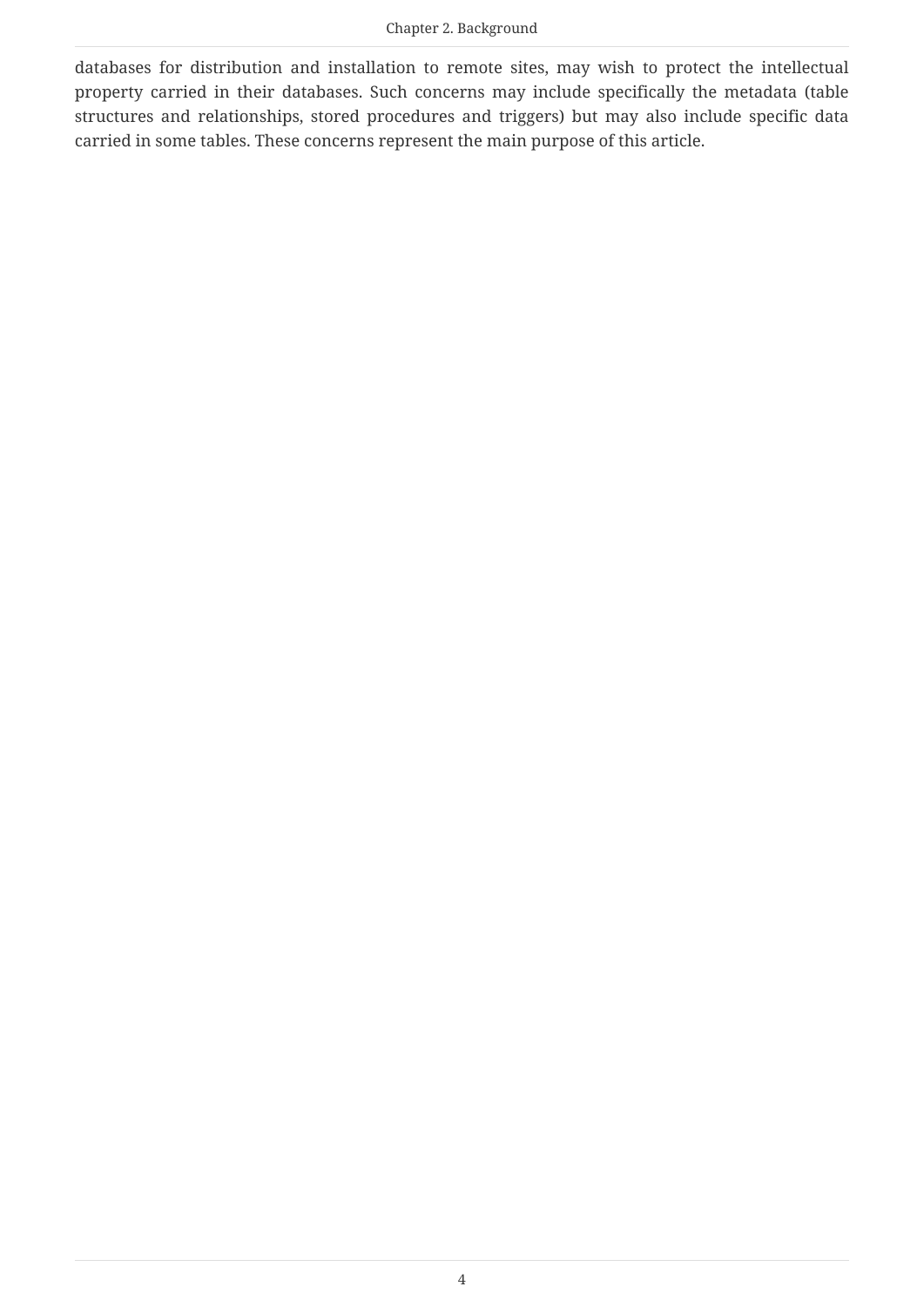databases for distribution and installation to remote sites, may wish to protect the intellectual property carried in their databases. Such concerns may include specifically the metadata (table structures and relationships, stored procedures and triggers) but may also include specific data carried in some tables. These concerns represent the main purpose of this article.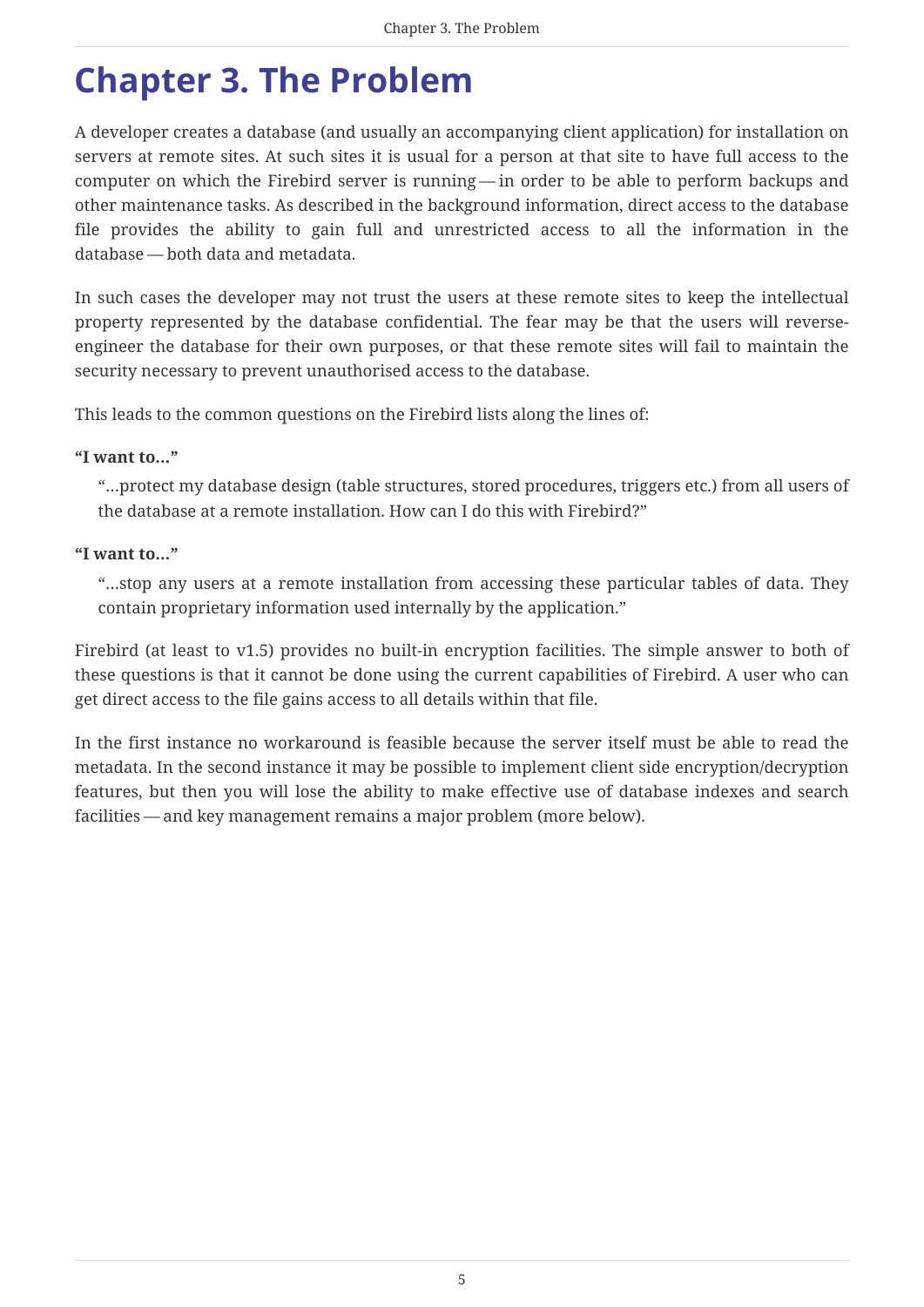# Chapter 3. The Problem

A developer creates a database (and usually an accompanying client application) for installation on servers at remote sites. At such sites it is usual for a person at that site to have full access to the computer on which the Firebird server is running — in order to be able to perform backups and other maintenance tasks. As described in the background information, direct access to the database file provides the ability to gain full and unrestricted access to all the information in the database — both data and metadata.

In such cases the developer may not trust the users at these remote sites to keep the intellectual property represented by the database confidential. The fear may be that the users will reverse-engineer the database for their own purposes, or that these remote sites will fail to maintain the security necessary to prevent unauthorised access to the database.

This leads to the common questions on the Firebird lists along the lines of:

**"I want to…"**

"…protect my database design (table structures, stored procedures, triggers etc.) from all users of the database at a remote installation. How can I do this with Firebird?"

**"I want to…"**

"…stop any users at a remote installation from accessing these particular tables of data. They contain proprietary information used internally by the application."

Firebird (at least to v1.5) provides no built-in encryption facilities. The simple answer to both of these questions is that it cannot be done using the current capabilities of Firebird. A user who can get direct access to the file gains access to all details within that file.

In the first instance no workaround is feasible because the server itself must be able to read the metadata. In the second instance it may be possible to implement client side encryption/decryption features, but then you will lose the ability to make effective use of database indexes and search facilities — and key management remains a major problem (more below).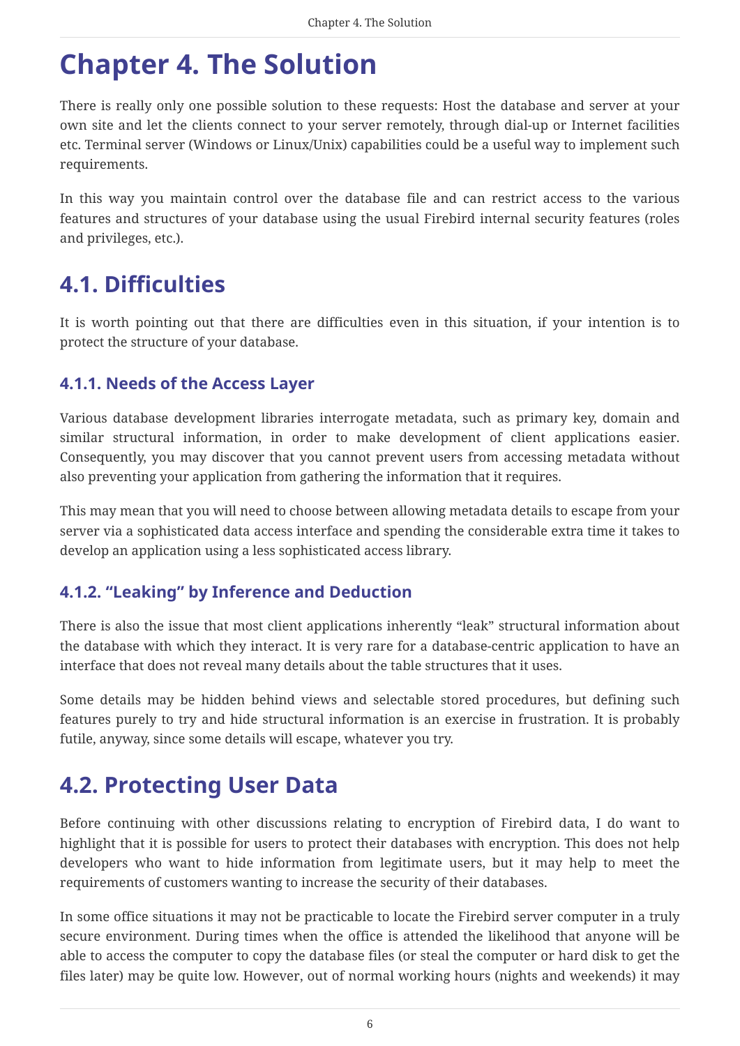# Chapter 4. The Solution

There is really only one possible solution to these requests: Host the database and server at your own site and let the clients connect to your server remotely, through dial-up or Internet facilities etc. Terminal server (Windows or Linux/Unix) capabilities could be a useful way to implement such requirements.

In this way you maintain control over the database file and can restrict access to the various features and structures of your database using the usual Firebird internal security features (roles and privileges, etc.).

## 4.1. Difficulties

It is worth pointing out that there are difficulties even in this situation, if your intention is to protect the structure of your database.

### 4.1.1. Needs of the Access Layer

Various database development libraries interrogate metadata, such as primary key, domain and similar structural information, in order to make development of client applications easier. Consequently, you may discover that you cannot prevent users from accessing metadata without also preventing your application from gathering the information that it requires.

This may mean that you will need to choose between allowing metadata details to escape from your server via a sophisticated data access interface and spending the considerable extra time it takes to develop an application using a less sophisticated access library.

### 4.1.2. “Leaking” by Inference and Deduction

There is also the issue that most client applications inherently “leak” structural information about the database with which they interact. It is very rare for a database-centric application to have an interface that does not reveal many details about the table structures that it uses.

Some details may be hidden behind views and selectable stored procedures, but defining such features purely to try and hide structural information is an exercise in frustration. It is probably futile, anyway, since some details will escape, whatever you try.

## 4.2. Protecting User Data

Before continuing with other discussions relating to encryption of Firebird data, I do want to highlight that it is possible for users to protect their databases with encryption. This does not help developers who want to hide information from legitimate users, but it may help to meet the requirements of customers wanting to increase the security of their databases.

In some office situations it may not be practicable to locate the Firebird server computer in a truly secure environment. During times when the office is attended the likelihood that anyone will be able to access the computer to copy the database files (or steal the computer or hard disk to get the files later) may be quite low. However, out of normal working hours (nights and weekends) it may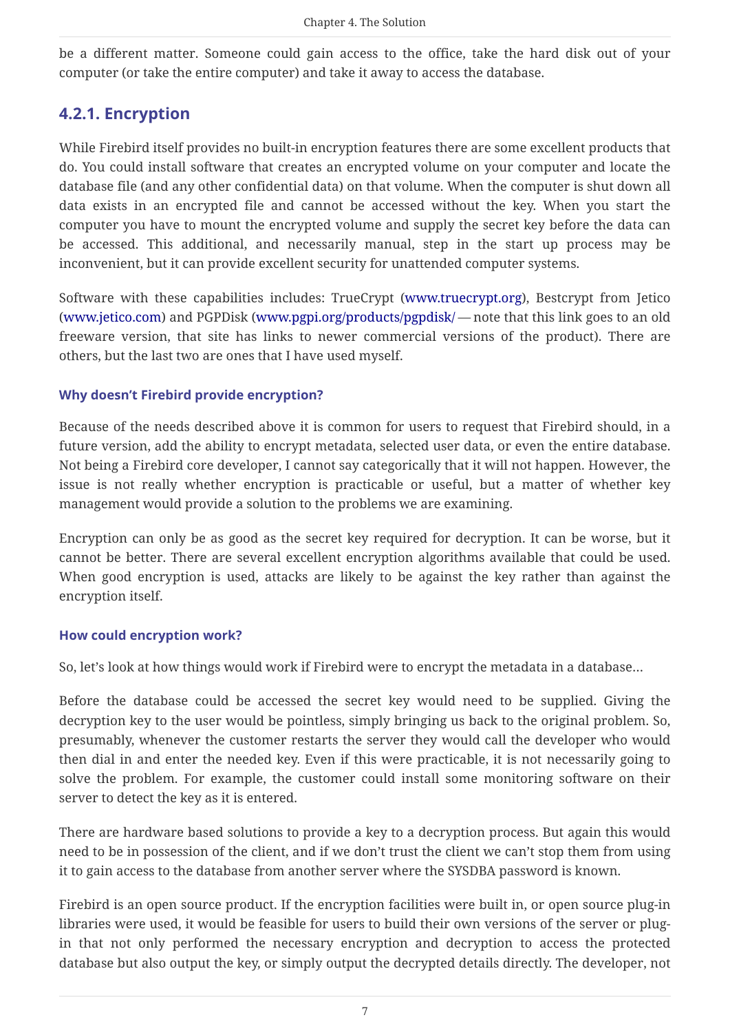be a different matter. Someone could gain access to the office, take the hard disk out of your computer (or take the entire computer) and take it away to access the database.

### 4.2.1. Encryption

While Firebird itself provides no built-in encryption features there are some excellent products that do. You could install software that creates an encrypted volume on your computer and locate the database file (and any other confidential data) on that volume. When the computer is shut down all data exists in an encrypted file and cannot be accessed without the key. When you start the computer you have to mount the encrypted volume and supply the secret key before the data can be accessed. This additional, and necessarily manual, step in the start up process may be inconvenient, but it can provide excellent security for unattended computer systems.

Software with these capabilities includes: TrueCrypt (www.truecrypt.org), Bestcrypt from Jetico (www.jetico.com) and PGPDisk (www.pgpi.org/products/pgpdisk/ — note that this link goes to an old freeware version, that site has links to newer commercial versions of the product). There are others, but the last two are ones that I have used myself.

#### Why doesn't Firebird provide encryption?

Because of the needs described above it is common for users to request that Firebird should, in a future version, add the ability to encrypt metadata, selected user data, or even the entire database. Not being a Firebird core developer, I cannot say categorically that it will not happen. However, the issue is not really whether encryption is practicable or useful, but a matter of whether key management would provide a solution to the problems we are examining.

Encryption can only be as good as the secret key required for decryption. It can be worse, but it cannot be better. There are several excellent encryption algorithms available that could be used. When good encryption is used, attacks are likely to be against the key rather than against the encryption itself.

#### How could encryption work?

So, let's look at how things would work if Firebird were to encrypt the metadata in a database…

Before the database could be accessed the secret key would need to be supplied. Giving the decryption key to the user would be pointless, simply bringing us back to the original problem. So, presumably, whenever the customer restarts the server they would call the developer who would then dial in and enter the needed key. Even if this were practicable, it is not necessarily going to solve the problem. For example, the customer could install some monitoring software on their server to detect the key as it is entered.

There are hardware based solutions to provide a key to a decryption process. But again this would need to be in possession of the client, and if we don't trust the client we can't stop them from using it to gain access to the database from another server where the SYSDBA password is known.

Firebird is an open source product. If the encryption facilities were built in, or open source plug-in libraries were used, it would be feasible for users to build their own versions of the server or plug-in that not only performed the necessary encryption and decryption to access the protected database but also output the key, or simply output the decrypted details directly. The developer, not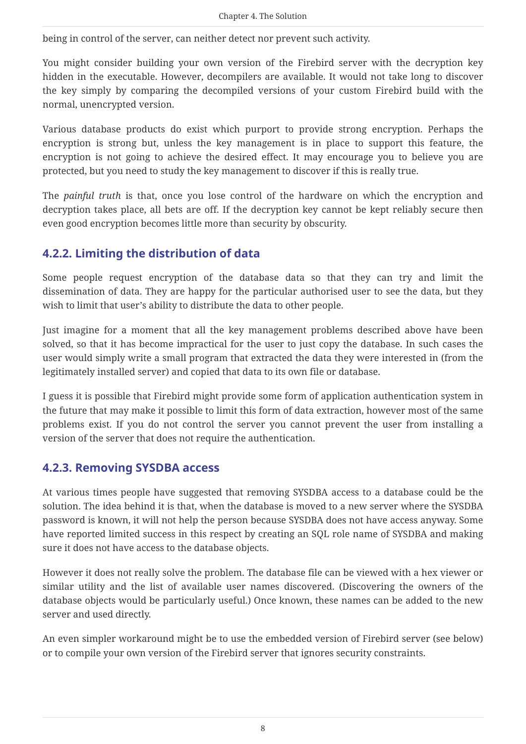being in control of the server, can neither detect nor prevent such activity.

You might consider building your own version of the Firebird server with the decryption key hidden in the executable. However, decompilers are available. It would not take long to discover the key simply by comparing the decompiled versions of your custom Firebird build with the normal, unencrypted version.

Various database products do exist which purport to provide strong encryption. Perhaps the encryption is strong but, unless the key management is in place to support this feature, the encryption is not going to achieve the desired effect. It may encourage you to believe you are protected, but you need to study the key management to discover if this is really true.

The *painful truth* is that, once you lose control of the hardware on which the encryption and decryption takes place, all bets are off. If the decryption key cannot be kept reliably secure then even good encryption becomes little more than security by obscurity.

### 4.2.2. Limiting the distribution of data

Some people request encryption of the database data so that they can try and limit the dissemination of data. They are happy for the particular authorised user to see the data, but they wish to limit that user's ability to distribute the data to other people.

Just imagine for a moment that all the key management problems described above have been solved, so that it has become impractical for the user to just copy the database. In such cases the user would simply write a small program that extracted the data they were interested in (from the legitimately installed server) and copied that data to its own file or database.

I guess it is possible that Firebird might provide some form of application authentication system in the future that may make it possible to limit this form of data extraction, however most of the same problems exist. If you do not control the server you cannot prevent the user from installing a version of the server that does not require the authentication.

### 4.2.3. Removing SYSDBA access

At various times people have suggested that removing SYSDBA access to a database could be the solution. The idea behind it is that, when the database is moved to a new server where the SYSDBA password is known, it will not help the person because SYSDBA does not have access anyway. Some have reported limited success in this respect by creating an SQL role name of SYSDBA and making sure it does not have access to the database objects.

However it does not really solve the problem. The database file can be viewed with a hex viewer or similar utility and the list of available user names discovered. (Discovering the owners of the database objects would be particularly useful.) Once known, these names can be added to the new server and used directly.

An even simpler workaround might be to use the embedded version of Firebird server (see below) or to compile your own version of the Firebird server that ignores security constraints.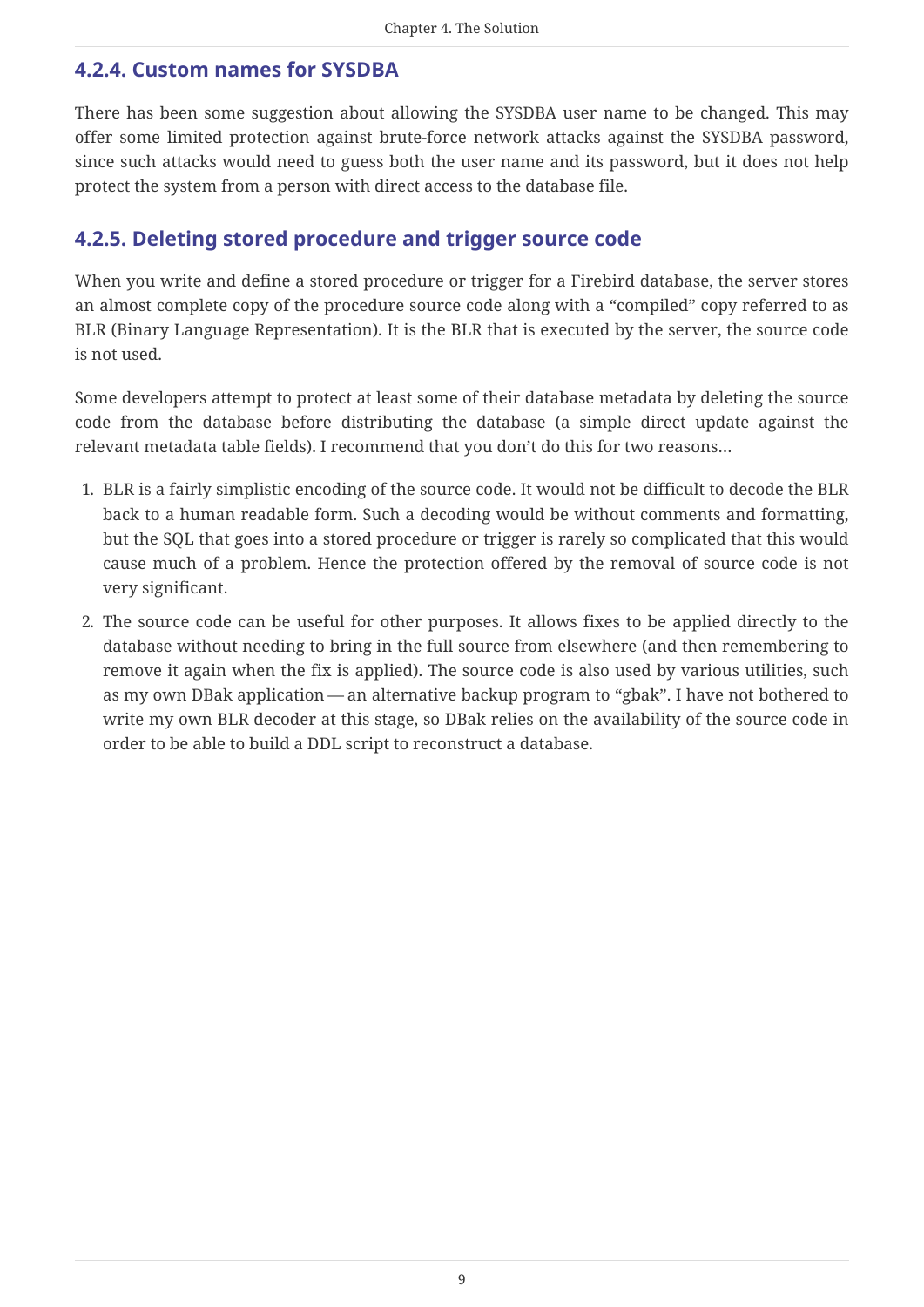### 4.2.4. Custom names for SYSDBA

There has been some suggestion about allowing the SYSDBA user name to be changed. This may offer some limited protection against brute-force network attacks against the SYSDBA password, since such attacks would need to guess both the user name and its password, but it does not help protect the system from a person with direct access to the database file.

### 4.2.5. Deleting stored procedure and trigger source code

When you write and define a stored procedure or trigger for a Firebird database, the server stores an almost complete copy of the procedure source code along with a “compiled” copy referred to as BLR (Binary Language Representation). It is the BLR that is executed by the server, the source code is not used.

Some developers attempt to protect at least some of their database metadata by deleting the source code from the database before distributing the database (a simple direct update against the relevant metadata table fields). I recommend that you don’t do this for two reasons…

1. BLR is a fairly simplistic encoding of the source code. It would not be difficult to decode the BLR back to a human readable form. Such a decoding would be without comments and formatting, but the SQL that goes into a stored procedure or trigger is rarely so complicated that this would cause much of a problem. Hence the protection offered by the removal of source code is not very significant.
2. The source code can be useful for other purposes. It allows fixes to be applied directly to the database without needing to bring in the full source from elsewhere (and then remembering to remove it again when the fix is applied). The source code is also used by various utilities, such as my own DBak application — an alternative backup program to “gbak”. I have not bothered to write my own BLR decoder at this stage, so DBak relies on the availability of the source code in order to be able to build a DDL script to reconstruct a database.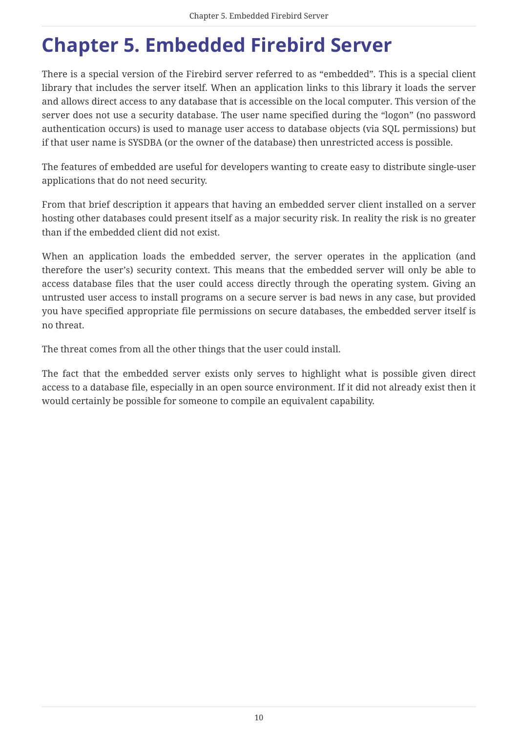# Chapter 5. Embedded Firebird Server

There is a special version of the Firebird server referred to as “embedded”. This is a special client library that includes the server itself. When an application links to this library it loads the server and allows direct access to any database that is accessible on the local computer. This version of the server does not use a security database. The user name specified during the “logon” (no password authentication occurs) is used to manage user access to database objects (via SQL permissions) but if that user name is SYSDBA (or the owner of the database) then unrestricted access is possible.

The features of embedded are useful for developers wanting to create easy to distribute single-user applications that do not need security.

From that brief description it appears that having an embedded server client installed on a server hosting other databases could present itself as a major security risk. In reality the risk is no greater than if the embedded client did not exist.

When an application loads the embedded server, the server operates in the application (and therefore the user’s) security context. This means that the embedded server will only be able to access database files that the user could access directly through the operating system. Giving an untrusted user access to install programs on a secure server is bad news in any case, but provided you have specified appropriate file permissions on secure databases, the embedded server itself is no threat.

The threat comes from all the other things that the user could install.

The fact that the embedded server exists only serves to highlight what is possible given direct access to a database file, especially in an open source environment. If it did not already exist then it would certainly be possible for someone to compile an equivalent capability.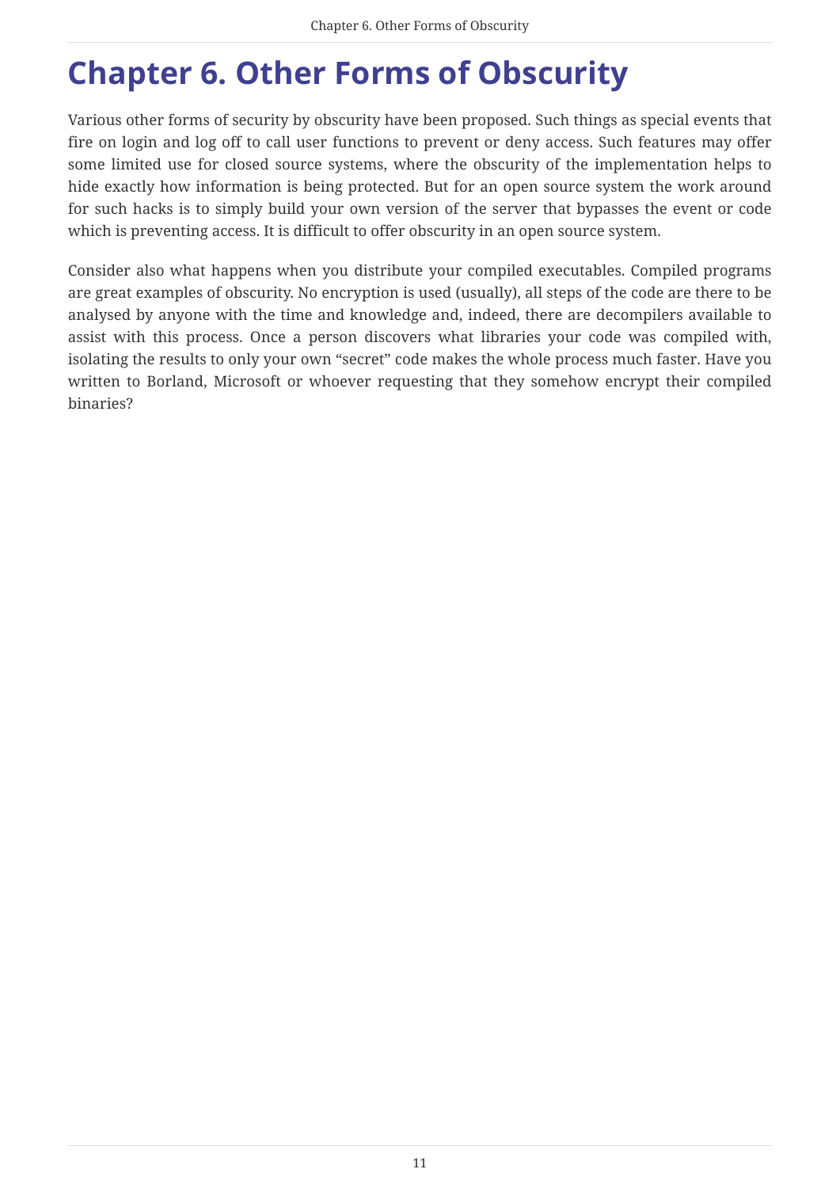# Chapter 6. Other Forms of Obscurity

Various other forms of security by obscurity have been proposed. Such things as special events that fire on login and log off to call user functions to prevent or deny access. Such features may offer some limited use for closed source systems, where the obscurity of the implementation helps to hide exactly how information is being protected. But for an open source system the work around for such hacks is to simply build your own version of the server that bypasses the event or code which is preventing access. It is difficult to offer obscurity in an open source system.

Consider also what happens when you distribute your compiled executables. Compiled programs are great examples of obscurity. No encryption is used (usually), all steps of the code are there to be analysed by anyone with the time and knowledge and, indeed, there are decompilers available to assist with this process. Once a person discovers what libraries your code was compiled with, isolating the results to only your own “secret” code makes the whole process much faster. Have you written to Borland, Microsoft or whoever requesting that they somehow encrypt their compiled binaries?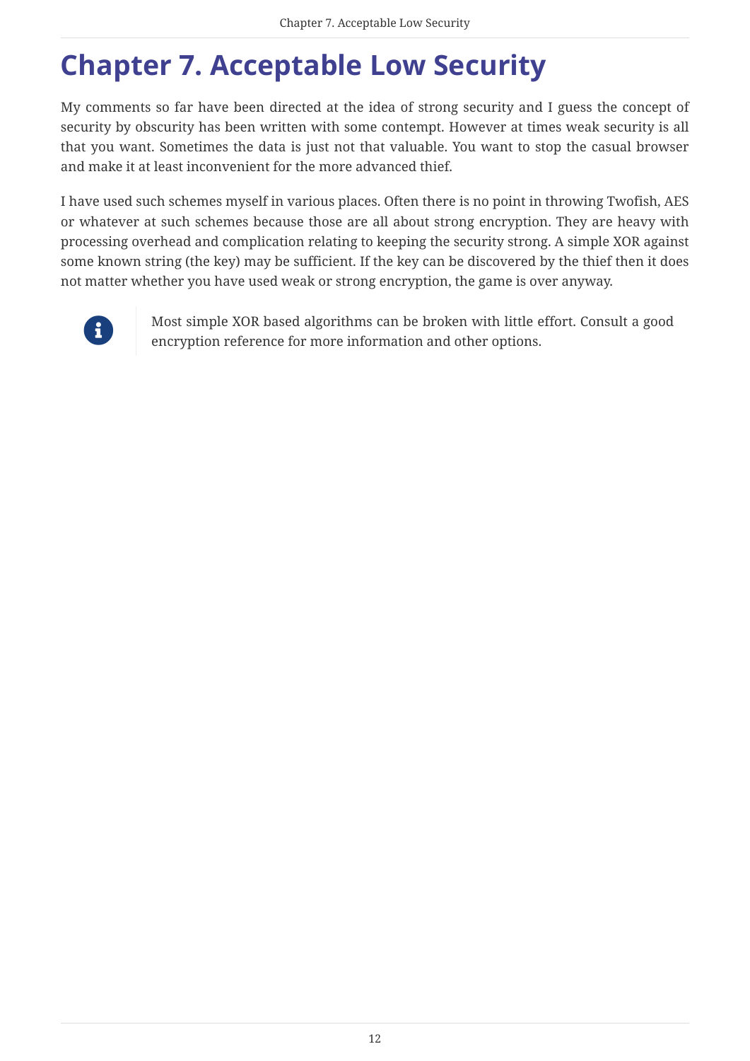# Chapter 7. Acceptable Low Security

My comments so far have been directed at the idea of strong security and I guess the concept of security by obscurity has been written with some contempt. However at times weak security is all that you want. Sometimes the data is just not that valuable. You want to stop the casual browser and make it at least inconvenient for the more advanced thief.

I have used such schemes myself in various places. Often there is no point in throwing Twofish, AES or whatever at such schemes because those are all about strong encryption. They are heavy with processing overhead and complication relating to keeping the security strong. A simple XOR against some known string (the key) may be sufficient. If the key can be discovered by the thief then it does not matter whether you have used weak or strong encryption, the game is over anyway.

> Most simple XOR based algorithms can be broken with little effort. Consult a good encryption reference for more information and other options.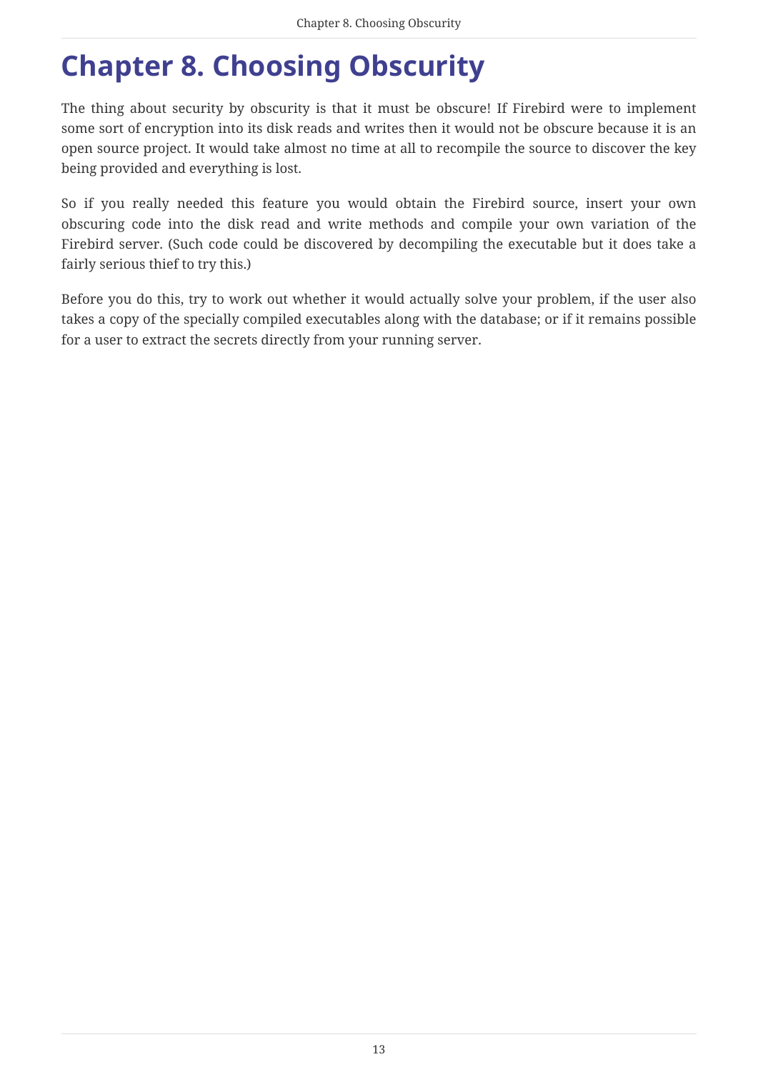# Chapter 8. Choosing Obscurity

The thing about security by obscurity is that it must be obscure! If Firebird were to implement some sort of encryption into its disk reads and writes then it would not be obscure because it is an open source project. It would take almost no time at all to recompile the source to discover the key being provided and everything is lost.

So if you really needed this feature you would obtain the Firebird source, insert your own obscuring code into the disk read and write methods and compile your own variation of the Firebird server. (Such code could be discovered by decompiling the executable but it does take a fairly serious thief to try this.)

Before you do this, try to work out whether it would actually solve your problem, if the user also takes a copy of the specially compiled executables along with the database; or if it remains possible for a user to extract the secrets directly from your running server.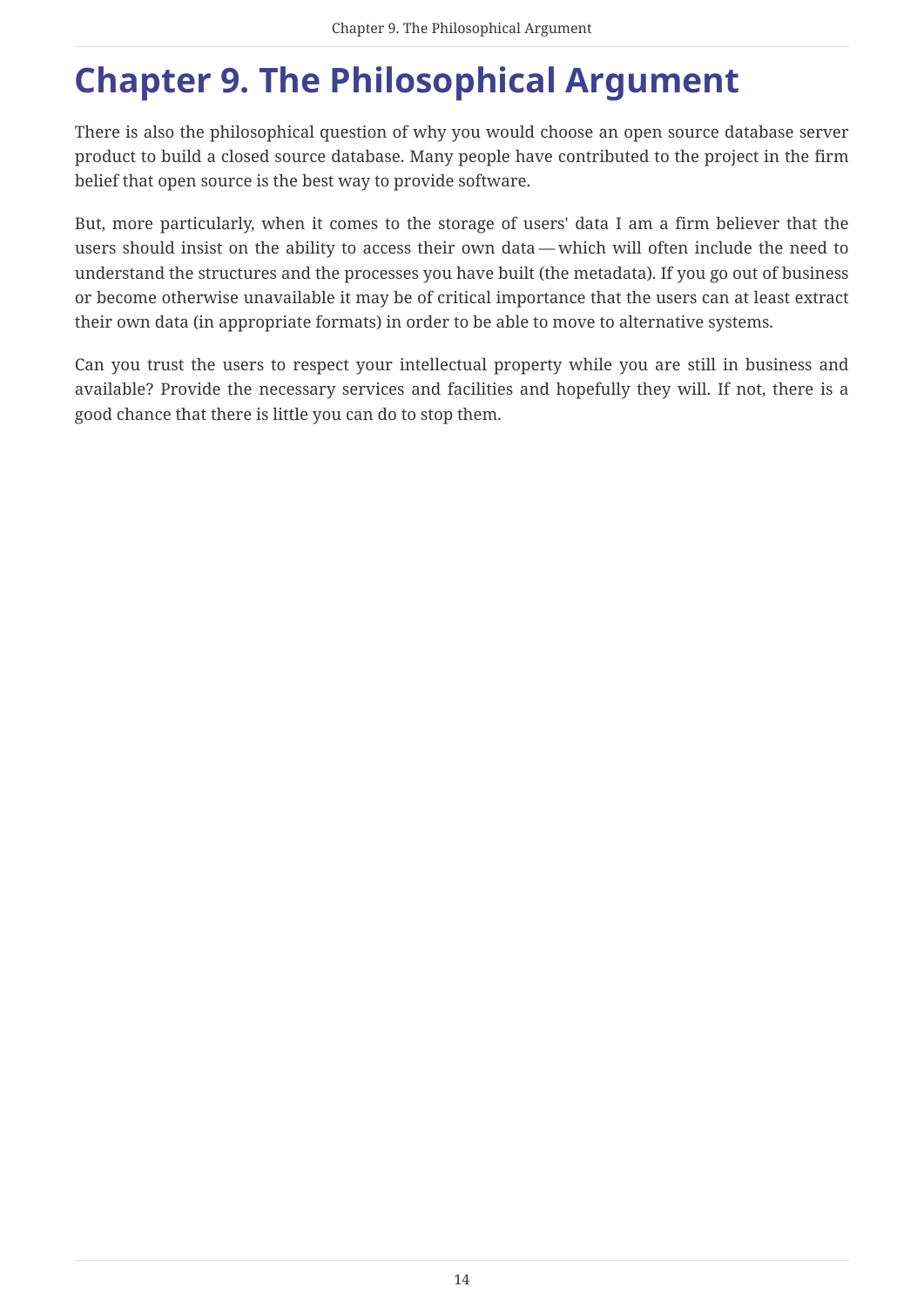# Chapter 9. The Philosophical Argument

There is also the philosophical question of why you would choose an open source database server product to build a closed source database. Many people have contributed to the project in the firm belief that open source is the best way to provide software.

But, more particularly, when it comes to the storage of users' data I am a firm believer that the users should insist on the ability to access their own data — which will often include the need to understand the structures and the processes you have built (the metadata). If you go out of business or become otherwise unavailable it may be of critical importance that the users can at least extract their own data (in appropriate formats) in order to be able to move to alternative systems.

Can you trust the users to respect your intellectual property while you are still in business and available? Provide the necessary services and facilities and hopefully they will. If not, there is a good chance that there is little you can do to stop them.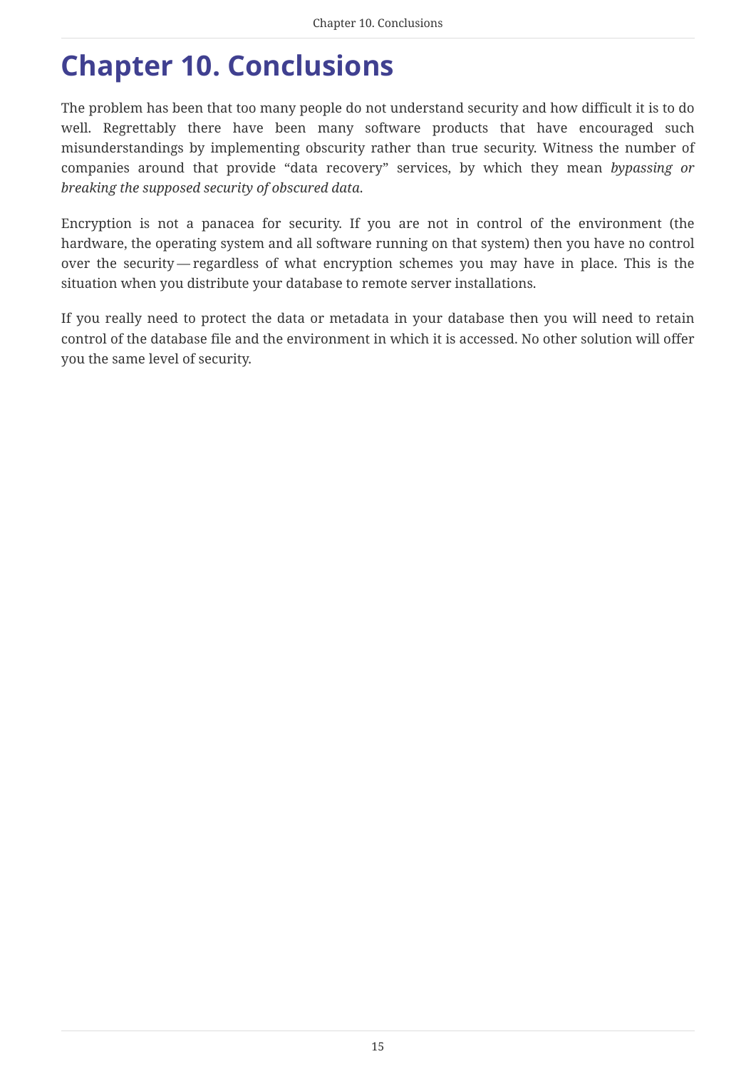# Chapter 10. Conclusions

The problem has been that too many people do not understand security and how difficult it is to do well. Regrettably there have been many software products that have encouraged such misunderstandings by implementing obscurity rather than true security. Witness the number of companies around that provide “data recovery” services, by which they mean *bypassing or breaking the supposed security of obscured data*.

Encryption is not a panacea for security. If you are not in control of the environment (the hardware, the operating system and all software running on that system) then you have no control over the security — regardless of what encryption schemes you may have in place. This is the situation when you distribute your database to remote server installations.

If you really need to protect the data or metadata in your database then you will need to retain control of the database file and the environment in which it is accessed. No other solution will offer you the same level of security.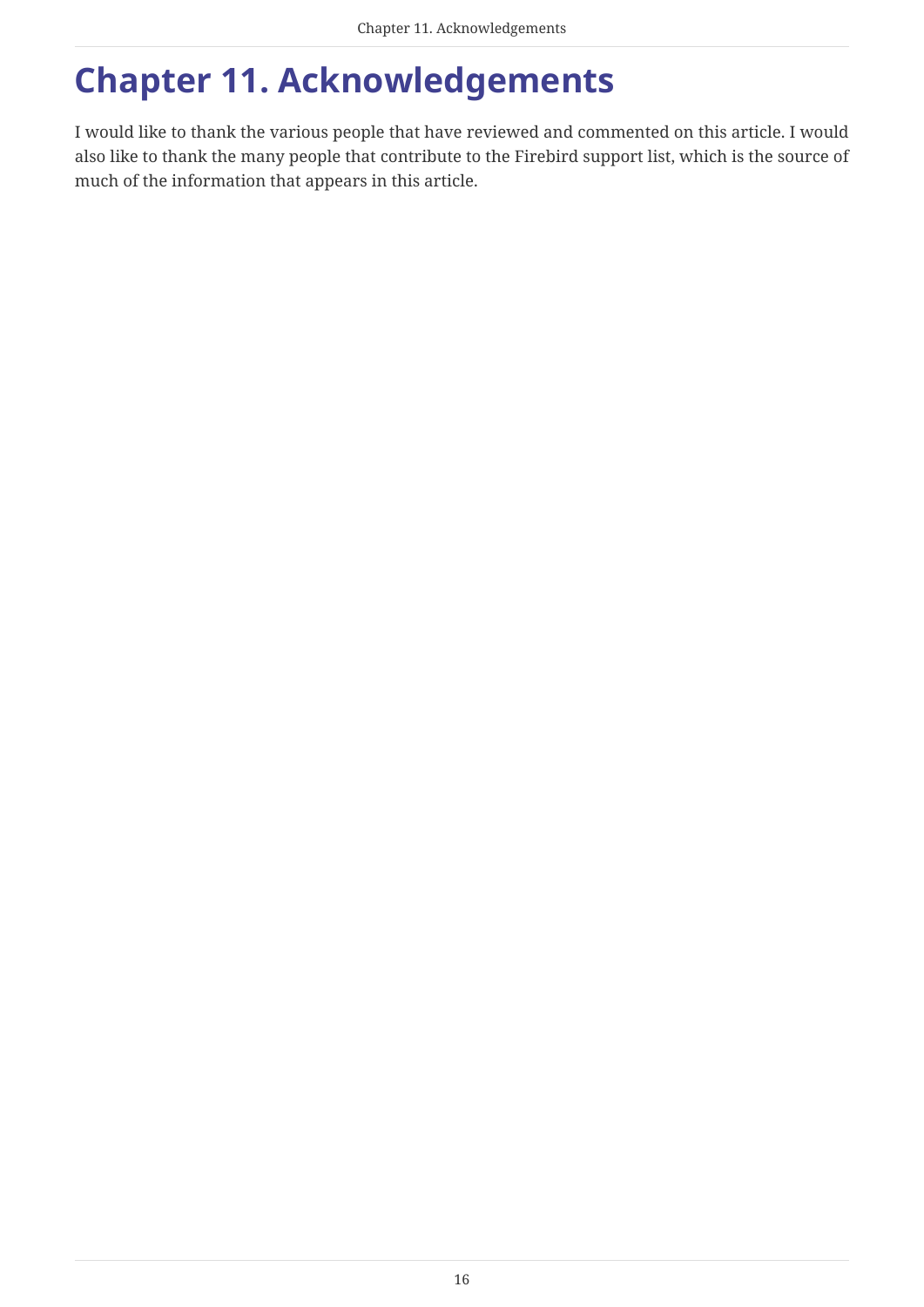# Chapter 11. Acknowledgements

I would like to thank the various people that have reviewed and commented on this article. I would also like to thank the many people that contribute to the Firebird support list, which is the source of much of the information that appears in this article.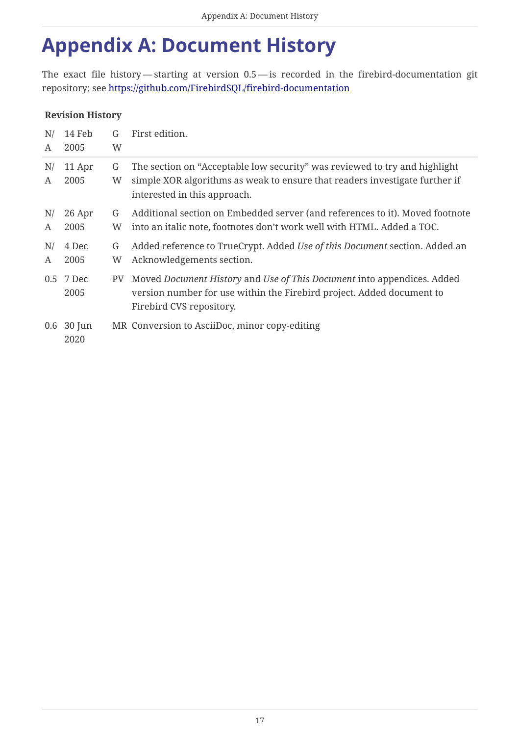# Appendix A: Document History

The exact file history — starting at version 0.5 — is recorded in the firebird-documentation git repository; see https://github.com/FirebirdSQL/firebird-documentation

**Revision History**

| | | | |
|---|---|---|---|
| N/A | 14 Feb 2005 | GW | First edition. |
| N/A | 11 Apr 2005 | GW | The section on “Acceptable low security” was reviewed to try and highlight simple XOR algorithms as weak to ensure that readers investigate further if interested in this approach. |
| N/A | 26 Apr 2005 | GW | Additional section on Embedded server (and references to it). Moved footnote into an italic note, footnotes don’t work well with HTML. Added a TOC. |
| N/A | 4 Dec 2005 | GW | Added reference to TrueCrypt. Added *Use of this Document* section. Added an Acknowledgements section. |
| 0.5 | 7 Dec 2005 | PV | Moved *Document History* and *Use of This Document* into appendices. Added version number for use within the Firebird project. Added document to Firebird CVS repository. |
| 0.6 | 30 Jun 2020 | MR | Conversion to AsciiDoc, minor copy-editing |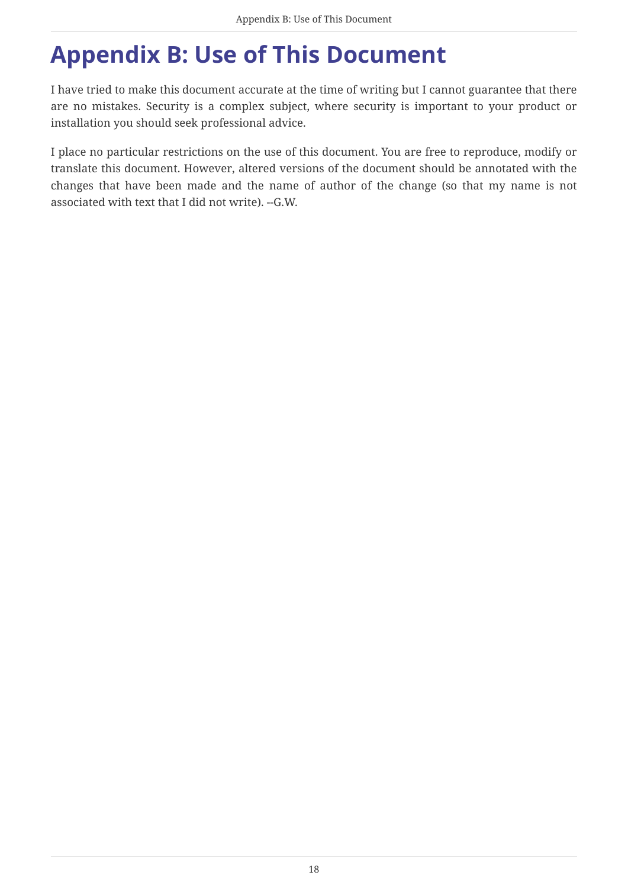# Appendix B: Use of This Document

I have tried to make this document accurate at the time of writing but I cannot guarantee that there are no mistakes. Security is a complex subject, where security is important to your product or installation you should seek professional advice.

I place no particular restrictions on the use of this document. You are free to reproduce, modify or translate this document. However, altered versions of the document should be annotated with the changes that have been made and the name of author of the change (so that my name is not associated with text that I did not write). --G.W.